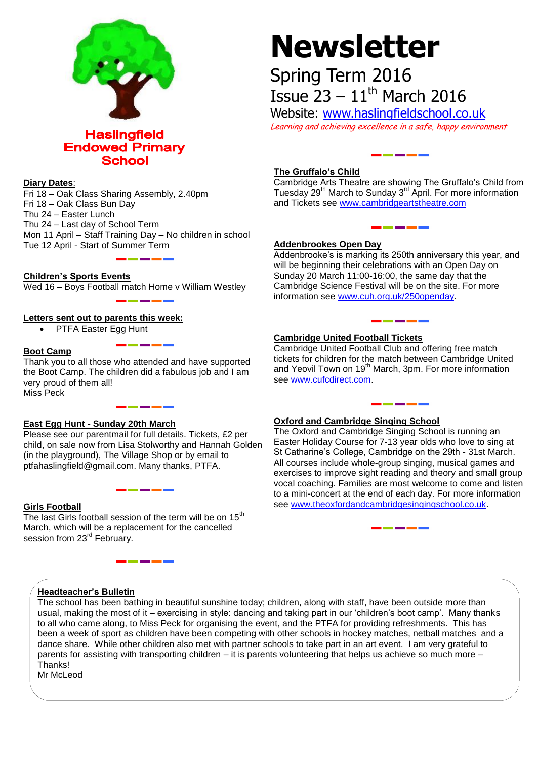# Haslingfield Endowed Primary School

# Newsletter

Spring Term 2016

Issue 23 – 11th March 2016

Website: www.haslingfieldschool.co.uk

*Learning and achieving excellence in a safe, happy environment*

**Diary Dates**:

Fri 18 – Oak Class Sharing Assembly, 2.40pm
Fri 18 – Oak Class Bun Day
Thu 24 – Easter Lunch
Thu 24 – Last day of School Term
Mon 11 April – Staff Training Day – No children in school
Tue 12 April - Start of Summer Term

**Children's Sports Events**

Wed 16 – Boys Football match Home v William Westley

**Letters sent out to parents this week:**

- PTFA Easter Egg Hunt

**Boot Camp**

Thank you to all those who attended and have supported the Boot Camp. The children did a fabulous job and I am very proud of them all!
Miss Peck

**East Egg Hunt - Sunday 20th March**

Please see our parentmail for full details. Tickets, £2 per child, on sale now from Lisa Stolworthy and Hannah Golden (in the playground), The Village Shop or by email to ptfahaslingfield@gmail.com. Many thanks, PTFA.

**Girls Football**

The last Girls football session of the term will be on 15th March, which will be a replacement for the cancelled session from 23rd February.

**The Gruffalo's Child**

Cambridge Arts Theatre are showing The Gruffalo's Child from Tuesday 29th March to Sunday 3rd April. For more information and Tickets see www.cambridgeartstheatre.com

**Addenbrookes Open Day**

Addenbrooke's is marking its 250th anniversary this year, and will be beginning their celebrations with an Open Day on Sunday 20 March 11:00-16:00, the same day that the Cambridge Science Festival will be on the site. For more information see www.cuh.org.uk/250openday.

**Cambridge United Football Tickets**

Cambridge United Football Club and offering free match tickets for children for the match between Cambridge United and Yeovil Town on 19th March, 3pm. For more information see www.cufcdirect.com.

**Oxford and Cambridge Singing School**

The Oxford and Cambridge Singing School is running an Easter Holiday Course for 7-13 year olds who love to sing at St Catharine's College, Cambridge on the 29th - 31st March. All courses include whole-group singing, musical games and exercises to improve sight reading and theory and small group vocal coaching. Families are most welcome to come and listen to a mini-concert at the end of each day. For more information see www.theoxfordandcambridgesingingschool.co.uk.

**Headteacher's Bulletin**

The school has been bathing in beautiful sunshine today; children, along with staff, have been outside more than usual, making the most of it – exercising in style: dancing and taking part in our 'children's boot camp'. Many thanks to all who came along, to Miss Peck for organising the event, and the PTFA for providing refreshments. This has been a week of sport as children have been competing with other schools in hockey matches, netball matches and a dance share. While other children also met with partner schools to take part in an art event. I am very grateful to parents for assisting with transporting children – it is parents volunteering that helps us achieve so much more – Thanks!
Mr McLeod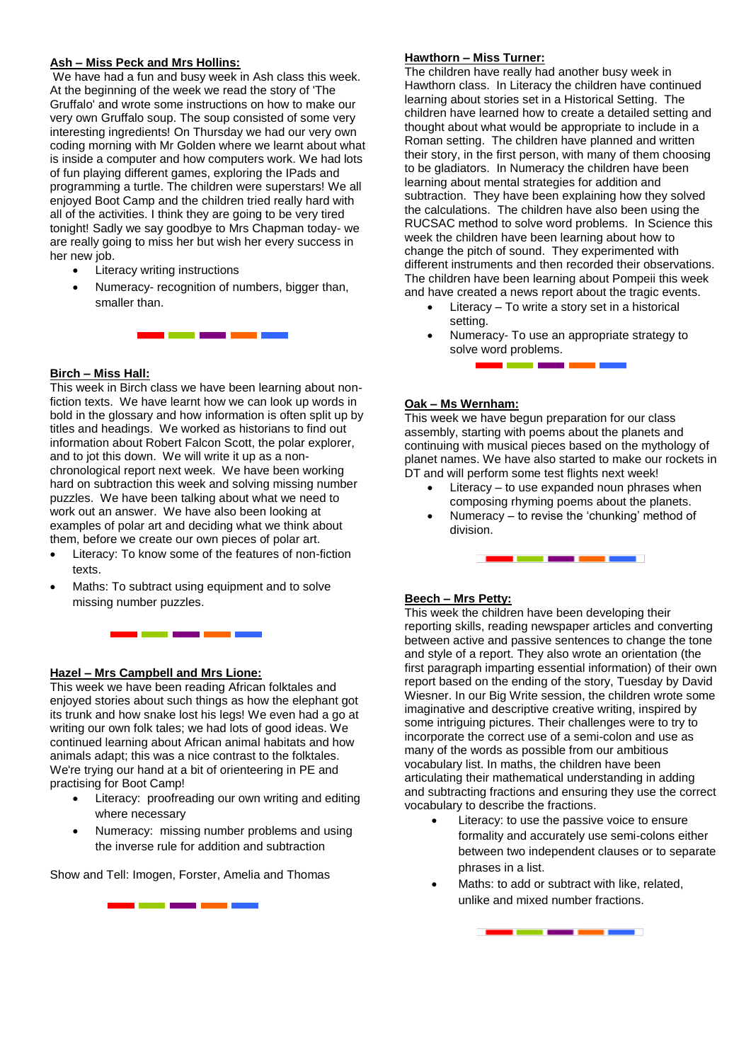## Ash – Miss Peck and Mrs Hollins:

We have had a fun and busy week in Ash class this week. At the beginning of the week we read the story of 'The Gruffalo' and wrote some instructions on how to make our very own Gruffalo soup. The soup consisted of some very interesting ingredients! On Thursday we had our very own coding morning with Mr Golden where we learnt about what is inside a computer and how computers work. We had lots of fun playing different games, exploring the IPads and programming a turtle. The children were superstars! We all enjoyed Boot Camp and the children tried really hard with all of the activities. I think they are going to be very tired tonight! Sadly we say goodbye to Mrs Chapman today- we are really going to miss her but wish her every success in her new job.

- Literacy writing instructions
- Numeracy- recognition of numbers, bigger than, smaller than.

## Birch – Miss Hall:

This week in Birch class we have been learning about non-fiction texts. We have learnt how we can look up words in bold in the glossary and how information is often split up by titles and headings. We worked as historians to find out information about Robert Falcon Scott, the polar explorer, and to jot this down. We will write it up as a non-chronological report next week. We have been working hard on subtraction this week and solving missing number puzzles. We have been talking about what we need to work out an answer. We have also been looking at examples of polar art and deciding what we think about them, before we create our own pieces of polar art.

- Literacy: To know some of the features of non-fiction texts.
- Maths: To subtract using equipment and to solve missing number puzzles.

## Hazel – Mrs Campbell and Mrs Lione:

This week we have been reading African folktales and enjoyed stories about such things as how the elephant got its trunk and how snake lost his legs! We even had a go at writing our own folk tales; we had lots of good ideas. We continued learning about African animal habitats and how animals adapt; this was a nice contrast to the folktales. We're trying our hand at a bit of orienteering in PE and practising for Boot Camp!

- Literacy: proofreading our own writing and editing where necessary
- Numeracy: missing number problems and using the inverse rule for addition and subtraction

Show and Tell: Imogen, Forster, Amelia and Thomas

## Hawthorn – Miss Turner:

The children have really had another busy week in Hawthorn class. In Literacy the children have continued learning about stories set in a Historical Setting. The children have learned how to create a detailed setting and thought about what would be appropriate to include in a Roman setting. The children have planned and written their story, in the first person, with many of them choosing to be gladiators. In Numeracy the children have been learning about mental strategies for addition and subtraction. They have been explaining how they solved the calculations. The children have also been using the RUCSAC method to solve word problems. In Science this week the children have been learning about how to change the pitch of sound. They experimented with different instruments and then recorded their observations. The children have been learning about Pompeii this week and have created a news report about the tragic events.

- Literacy – To write a story set in a historical setting.
- Numeracy- To use an appropriate strategy to solve word problems.

## Oak – Ms Wernham:

This week we have begun preparation for our class assembly, starting with poems about the planets and continuing with musical pieces based on the mythology of planet names. We have also started to make our rockets in DT and will perform some test flights next week!

- Literacy – to use expanded noun phrases when composing rhyming poems about the planets.
- Numeracy – to revise the 'chunking' method of division.

## Beech – Mrs Petty:

This week the children have been developing their reporting skills, reading newspaper articles and converting between active and passive sentences to change the tone and style of a report. They also wrote an orientation (the first paragraph imparting essential information) of their own report based on the ending of the story, Tuesday by David Wiesner. In our Big Write session, the children wrote some imaginative and descriptive creative writing, inspired by some intriguing pictures. Their challenges were to try to incorporate the correct use of a semi-colon and use as many of the words as possible from our ambitious vocabulary list. In maths, the children have been articulating their mathematical understanding in adding and subtracting fractions and ensuring they use the correct vocabulary to describe the fractions.

- Literacy: to use the passive voice to ensure formality and accurately use semi-colons either between two independent clauses or to separate phrases in a list.
- Maths: to add or subtract with like, related, unlike and mixed number fractions.